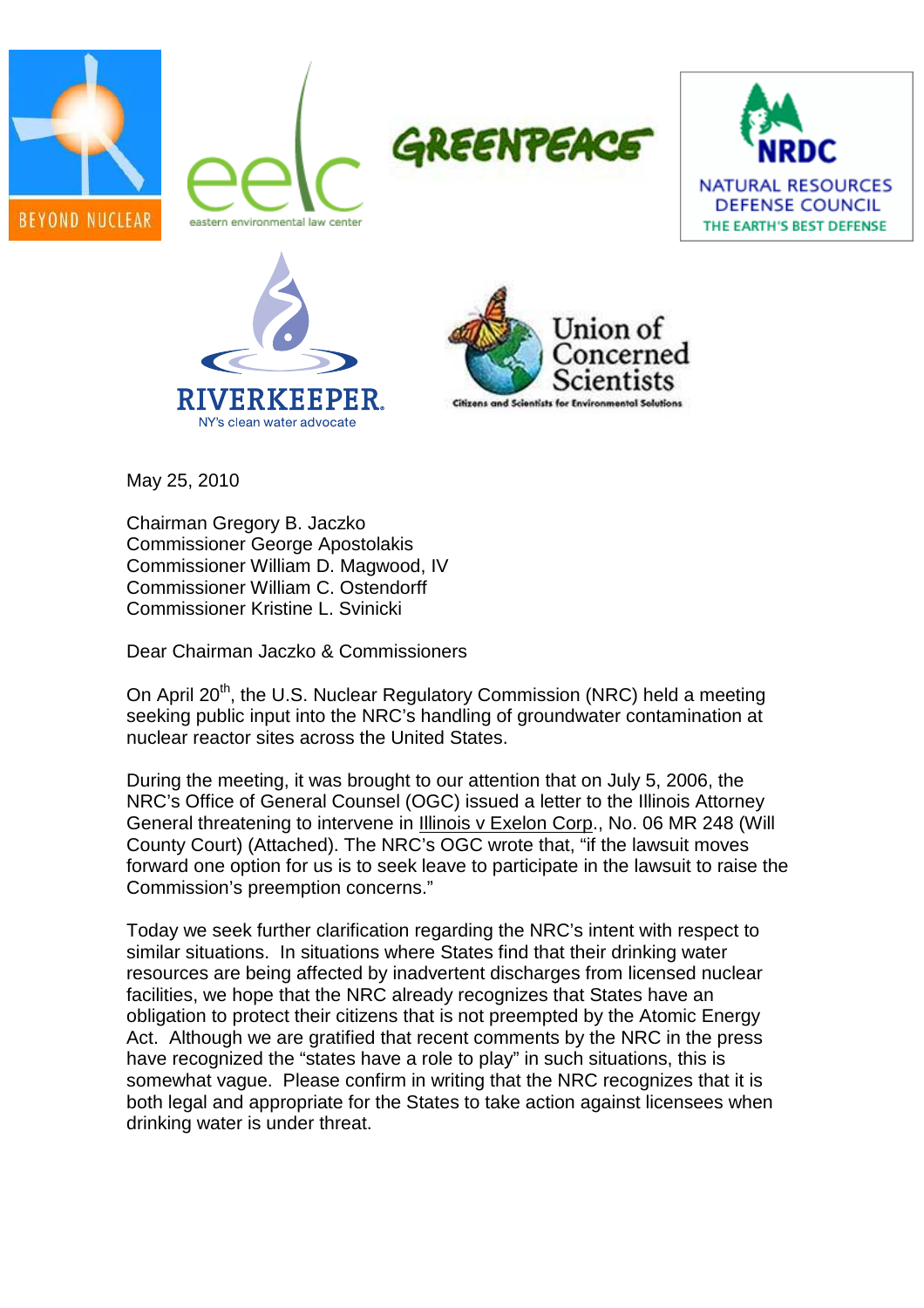BEYOND NUCLEAR

eelc eastern environmental law center

GREENPEACE

NRDC NATURAL RESOURCES DEFENSE COUNCIL THE EARTH'S BEST DEFENSE

RIVERKEEPER NY's clean water advocate

Union of Concerned Scientists Citizens and Scientists for Environmental Solutions

May 25, 2010

Chairman Gregory B. Jaczko
Commissioner George Apostolakis
Commissioner William D. Magwood, IV
Commissioner William C. Ostendorff
Commissioner Kristine L. Svinicki

Dear Chairman Jaczko & Commissioners

On April 20th, the U.S. Nuclear Regulatory Commission (NRC) held a meeting seeking public input into the NRC's handling of groundwater contamination at nuclear reactor sites across the United States.

During the meeting, it was brought to our attention that on July 5, 2006, the NRC's Office of General Counsel (OGC) issued a letter to the Illinois Attorney General threatening to intervene in Illinois v Exelon Corp., No. 06 MR 248 (Will County Court) (Attached). The NRC's OGC wrote that, "if the lawsuit moves forward one option for us is to seek leave to participate in the lawsuit to raise the Commission's preemption concerns."

Today we seek further clarification regarding the NRC's intent with respect to similar situations. In situations where States find that their drinking water resources are being affected by inadvertent discharges from licensed nuclear facilities, we hope that the NRC already recognizes that States have an obligation to protect their citizens that is not preempted by the Atomic Energy Act. Although we are gratified that recent comments by the NRC in the press have recognized the "states have a role to play" in such situations, this is somewhat vague. Please confirm in writing that the NRC recognizes that it is both legal and appropriate for the States to take action against licensees when drinking water is under threat.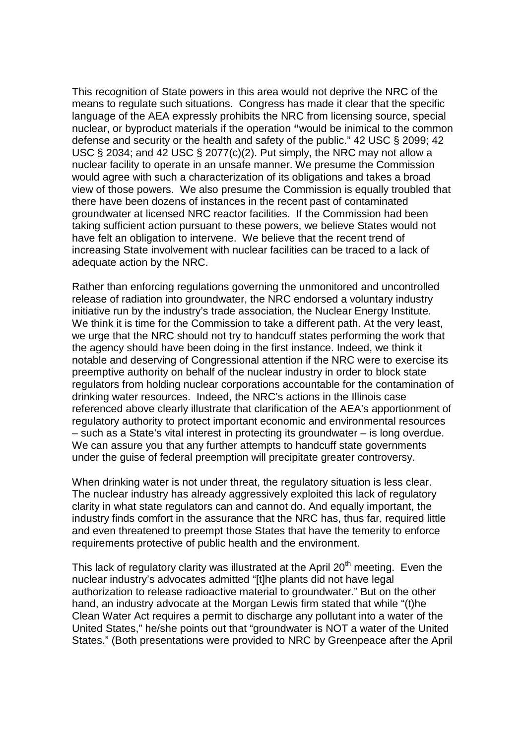This recognition of State powers in this area would not deprive the NRC of the means to regulate such situations. Congress has made it clear that the specific language of the AEA expressly prohibits the NRC from licensing source, special nuclear, or byproduct materials if the operation **"**would be inimical to the common defense and security or the health and safety of the public." 42 USC § 2099; 42 USC § 2034; and 42 USC § 2077(c)(2). Put simply, the NRC may not allow a nuclear facility to operate in an unsafe manner. We presume the Commission would agree with such a characterization of its obligations and takes a broad view of those powers. We also presume the Commission is equally troubled that there have been dozens of instances in the recent past of contaminated groundwater at licensed NRC reactor facilities. If the Commission had been taking sufficient action pursuant to these powers, we believe States would not have felt an obligation to intervene. We believe that the recent trend of increasing State involvement with nuclear facilities can be traced to a lack of adequate action by the NRC.

Rather than enforcing regulations governing the unmonitored and uncontrolled release of radiation into groundwater, the NRC endorsed a voluntary industry initiative run by the industry's trade association, the Nuclear Energy Institute. We think it is time for the Commission to take a different path. At the very least, we urge that the NRC should not try to handcuff states performing the work that the agency should have been doing in the first instance. Indeed, we think it notable and deserving of Congressional attention if the NRC were to exercise its preemptive authority on behalf of the nuclear industry in order to block state regulators from holding nuclear corporations accountable for the contamination of drinking water resources. Indeed, the NRC's actions in the Illinois case referenced above clearly illustrate that clarification of the AEA's apportionment of regulatory authority to protect important economic and environmental resources – such as a State's vital interest in protecting its groundwater – is long overdue. We can assure you that any further attempts to handcuff state governments under the guise of federal preemption will precipitate greater controversy.

When drinking water is not under threat, the regulatory situation is less clear. The nuclear industry has already aggressively exploited this lack of regulatory clarity in what state regulators can and cannot do. And equally important, the industry finds comfort in the assurance that the NRC has, thus far, required little and even threatened to preempt those States that have the temerity to enforce requirements protective of public health and the environment.

This lack of regulatory clarity was illustrated at the April 20th meeting. Even the nuclear industry's advocates admitted "[t]he plants did not have legal authorization to release radioactive material to groundwater." But on the other hand, an industry advocate at the Morgan Lewis firm stated that while "(t)he Clean Water Act requires a permit to discharge any pollutant into a water of the United States," he/she points out that "groundwater is NOT a water of the United States." (Both presentations were provided to NRC by Greenpeace after the April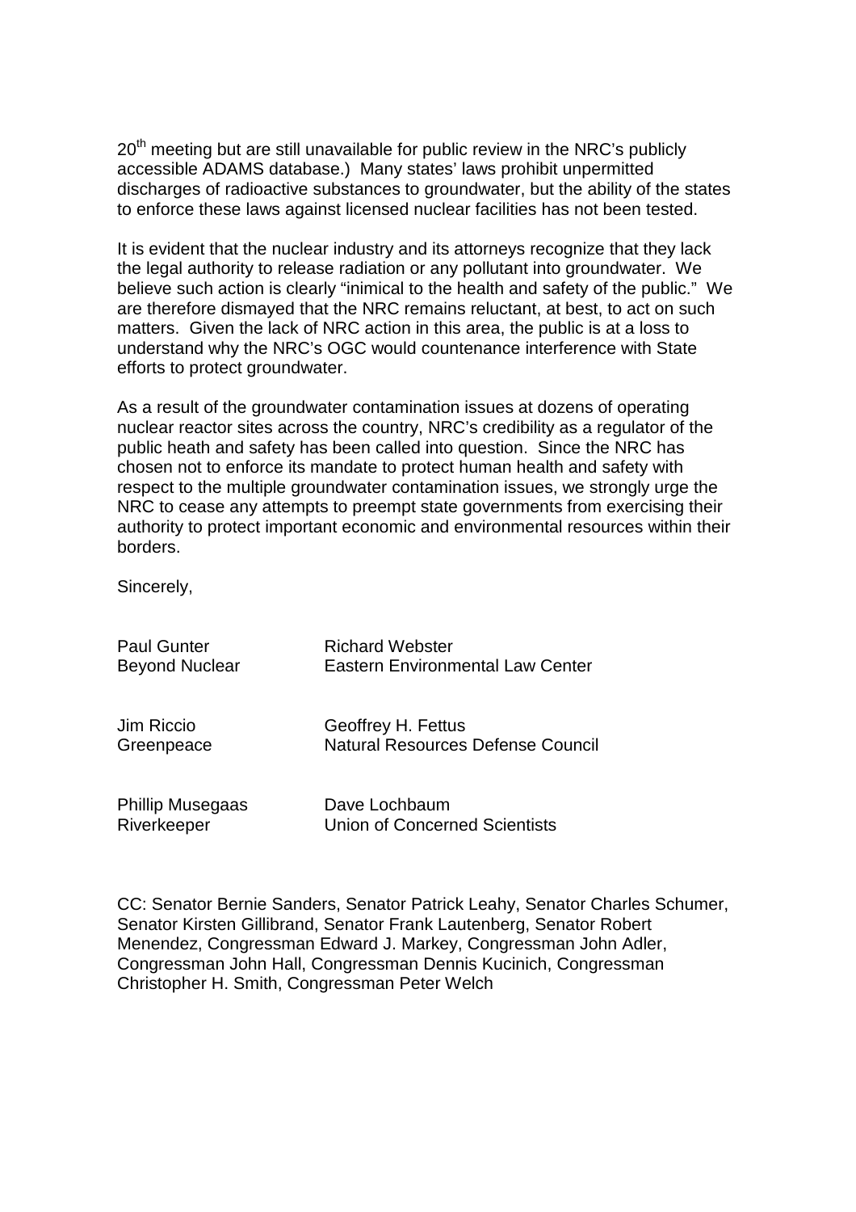20th meeting but are still unavailable for public review in the NRC's publicly accessible ADAMS database.) Many states' laws prohibit unpermitted discharges of radioactive substances to groundwater, but the ability of the states to enforce these laws against licensed nuclear facilities has not been tested.

It is evident that the nuclear industry and its attorneys recognize that they lack the legal authority to release radiation or any pollutant into groundwater. We believe such action is clearly "inimical to the health and safety of the public." We are therefore dismayed that the NRC remains reluctant, at best, to act on such matters. Given the lack of NRC action in this area, the public is at a loss to understand why the NRC's OGC would countenance interference with State efforts to protect groundwater.

As a result of the groundwater contamination issues at dozens of operating nuclear reactor sites across the country, NRC's credibility as a regulator of the public heath and safety has been called into question. Since the NRC has chosen not to enforce its mandate to protect human health and safety with respect to the multiple groundwater contamination issues, we strongly urge the NRC to cease any attempts to preempt state governments from exercising their authority to protect important economic and environmental resources within their borders.

Sincerely,

| | |
|---|---|
| Paul Gunter<br>Beyond Nuclear | Richard Webster<br>Eastern Environmental Law Center |
| Jim Riccio<br>Greenpeace | Geoffrey H. Fettus<br>Natural Resources Defense Council |
| Phillip Musegaas<br>Riverkeeper | Dave Lochbaum<br>Union of Concerned Scientists |

CC: Senator Bernie Sanders, Senator Patrick Leahy, Senator Charles Schumer, Senator Kirsten Gillibrand, Senator Frank Lautenberg, Senator Robert Menendez, Congressman Edward J. Markey, Congressman John Adler, Congressman John Hall, Congressman Dennis Kucinich, Congressman Christopher H. Smith, Congressman Peter Welch